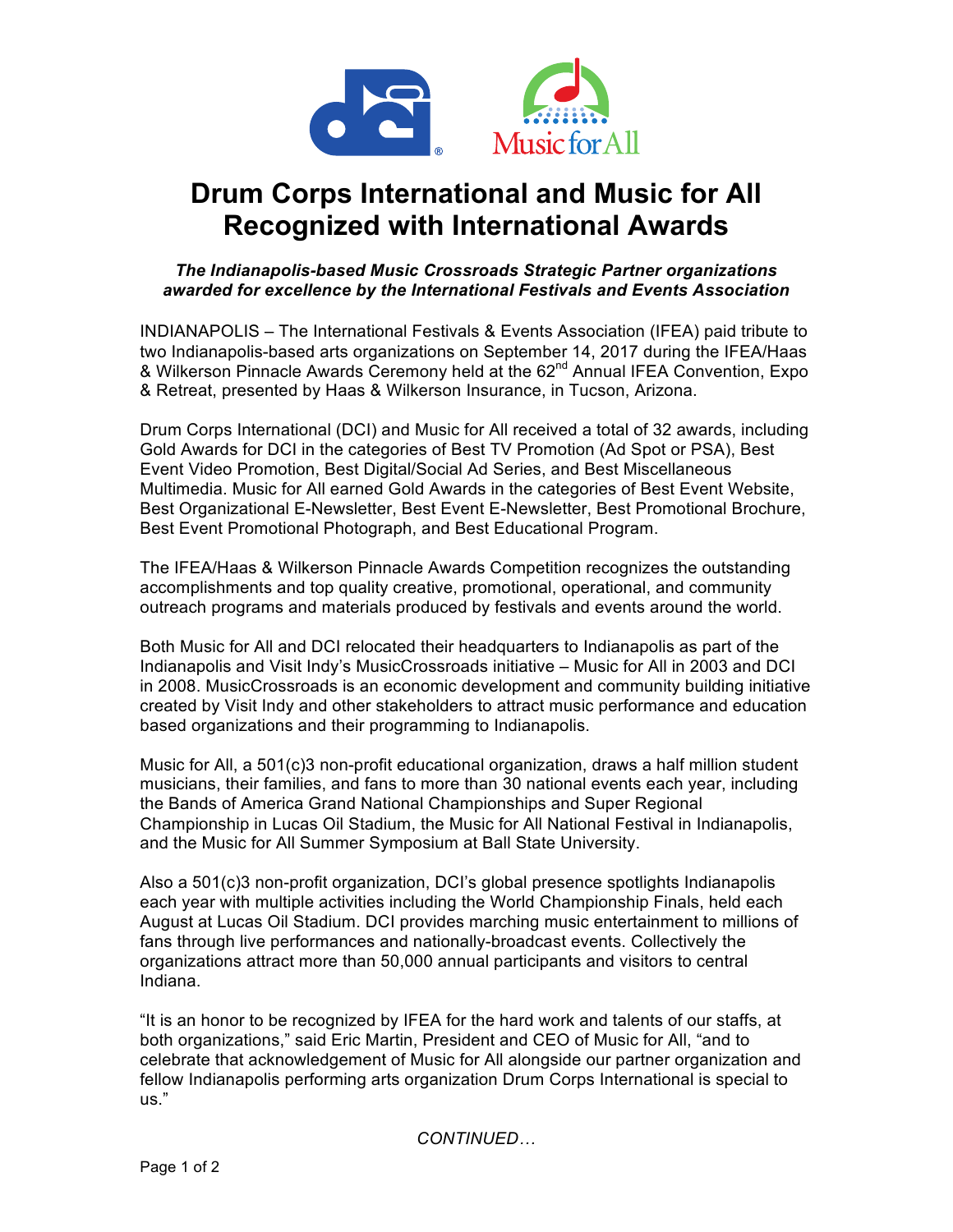# Drum Corps International and Music for All Recognized with International Awards

***The Indianapolis-based Music Crossroads Strategic Partner organizations awarded for excellence by the International Festivals and Events Association***

INDIANAPOLIS – The International Festivals & Events Association (IFEA) paid tribute to two Indianapolis-based arts organizations on September 14, 2017 during the IFEA/Haas & Wilkerson Pinnacle Awards Ceremony held at the 62nd Annual IFEA Convention, Expo & Retreat, presented by Haas & Wilkerson Insurance, in Tucson, Arizona.

Drum Corps International (DCI) and Music for All received a total of 32 awards, including Gold Awards for DCI in the categories of Best TV Promotion (Ad Spot or PSA), Best Event Video Promotion, Best Digital/Social Ad Series, and Best Miscellaneous Multimedia. Music for All earned Gold Awards in the categories of Best Event Website, Best Organizational E-Newsletter, Best Event E-Newsletter, Best Promotional Brochure, Best Event Promotional Photograph, and Best Educational Program.

The IFEA/Haas & Wilkerson Pinnacle Awards Competition recognizes the outstanding accomplishments and top quality creative, promotional, operational, and community outreach programs and materials produced by festivals and events around the world.

Both Music for All and DCI relocated their headquarters to Indianapolis as part of the Indianapolis and Visit Indy's MusicCrossroads initiative – Music for All in 2003 and DCI in 2008. MusicCrossroads is an economic development and community building initiative created by Visit Indy and other stakeholders to attract music performance and education based organizations and their programming to Indianapolis.

Music for All, a 501(c)3 non-profit educational organization, draws a half million student musicians, their families, and fans to more than 30 national events each year, including the Bands of America Grand National Championships and Super Regional Championship in Lucas Oil Stadium, the Music for All National Festival in Indianapolis, and the Music for All Summer Symposium at Ball State University.

Also a 501(c)3 non-profit organization, DCI's global presence spotlights Indianapolis each year with multiple activities including the World Championship Finals, held each August at Lucas Oil Stadium. DCI provides marching music entertainment to millions of fans through live performances and nationally-broadcast events. Collectively the organizations attract more than 50,000 annual participants and visitors to central Indiana.

"It is an honor to be recognized by IFEA for the hard work and talents of our staffs, at both organizations," said Eric Martin, President and CEO of Music for All, "and to celebrate that acknowledgement of Music for All alongside our partner organization and fellow Indianapolis performing arts organization Drum Corps International is special to us."

*CONTINUED…*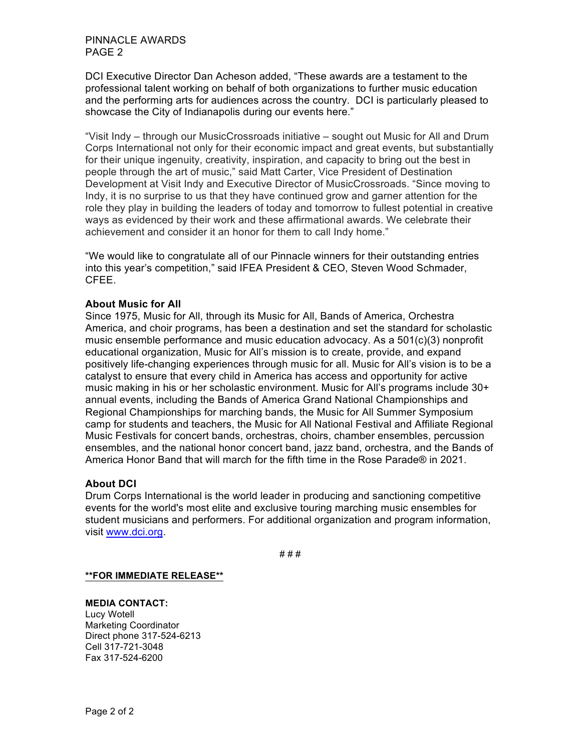DCI Executive Director Dan Acheson added, "These awards are a testament to the professional talent working on behalf of both organizations to further music education and the performing arts for audiences across the country.  DCI is particularly pleased to showcase the City of Indianapolis during our events here."

"Visit Indy – through our MusicCrossroads initiative – sought out Music for All and Drum Corps International not only for their economic impact and great events, but substantially for their unique ingenuity, creativity, inspiration, and capacity to bring out the best in people through the art of music," said Matt Carter, Vice President of Destination Development at Visit Indy and Executive Director of MusicCrossroads. "Since moving to Indy, it is no surprise to us that they have continued grow and garner attention for the role they play in building the leaders of today and tomorrow to fullest potential in creative ways as evidenced by their work and these affirmational awards. We celebrate their achievement and consider it an honor for them to call Indy home."

"We would like to congratulate all of our Pinnacle winners for their outstanding entries into this year's competition," said IFEA President & CEO, Steven Wood Schmader, CFEE.

**About Music for All**

Since 1975, Music for All, through its Music for All, Bands of America, Orchestra America, and choir programs, has been a destination and set the standard for scholastic music ensemble performance and music education advocacy. As a 501(c)(3) nonprofit educational organization, Music for All's mission is to create, provide, and expand positively life-changing experiences through music for all. Music for All's vision is to be a catalyst to ensure that every child in America has access and opportunity for active music making in his or her scholastic environment. Music for All's programs include 30+ annual events, including the Bands of America Grand National Championships and Regional Championships for marching bands, the Music for All Summer Symposium camp for students and teachers, the Music for All National Festival and Affiliate Regional Music Festivals for concert bands, orchestras, choirs, chamber ensembles, percussion ensembles, and the national honor concert band, jazz band, orchestra, and the Bands of America Honor Band that will march for the fifth time in the Rose Parade® in 2021.

**About DCI**

Drum Corps International is the world leader in producing and sanctioning competitive events for the world's most elite and exclusive touring marching music ensembles for student musicians and performers. For additional organization and program information, visit www.dci.org.

# # #

**\*\*FOR IMMEDIATE RELEASE\*\***

**MEDIA CONTACT:**
Lucy Wotell
Marketing Coordinator
Direct phone 317-524-6213
Cell 317-721-3048
Fax 317-524-6200